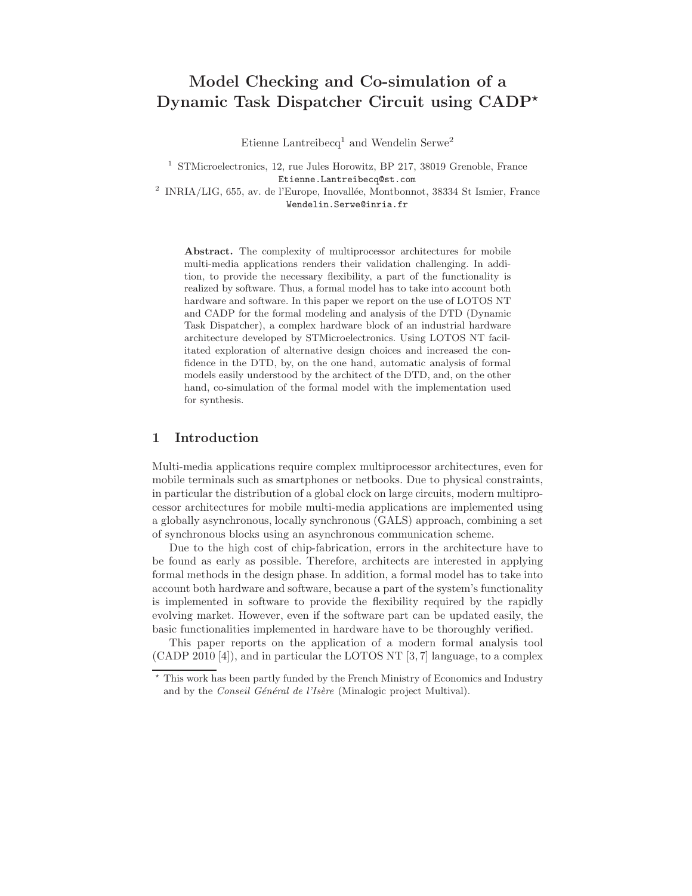# Model Checking and Co-simulation of a Dynamic Task Dispatcher Circuit using CADP*

Etienne Lantreibecq[1] and Wendelin Serwe[2]

[1] STMicroelectronics, 12, rue Jules Horowitz, BP 217, 38019 Grenoble, France
Etienne.Lantreibecq@st.com

[2] INRIA/LIG, 655, av. de l'Europe, Inovallée, Montbonnot, 38334 St Ismier, France
Wendelin.Serwe@inria.fr

**Abstract.** The complexity of multiprocessor architectures for mobile multi-media applications renders their validation challenging. In addition, to provide the necessary flexibility, a part of the functionality is realized by software. Thus, a formal model has to take into account both hardware and software. In this paper we report on the use of LOTOS NT and CADP for the formal modeling and analysis of the DTD (Dynamic Task Dispatcher), a complex hardware block of an industrial hardware architecture developed by STMicroelectronics. Using LOTOS NT facilitated exploration of alternative design choices and increased the confidence in the DTD, by, on the one hand, automatic analysis of formal models easily understood by the architect of the DTD, and, on the other hand, co-simulation of the formal model with the implementation used for synthesis.

## 1 Introduction

Multi-media applications require complex multiprocessor architectures, even for mobile terminals such as smartphones or netbooks. Due to physical constraints, in particular the distribution of a global clock on large circuits, modern multiprocessor architectures for mobile multi-media applications are implemented using a globally asynchronous, locally synchronous (GALS) approach, combining a set of synchronous blocks using an asynchronous communication scheme.

Due to the high cost of chip-fabrication, errors in the architecture have to be found as early as possible. Therefore, architects are interested in applying formal methods in the design phase. In addition, a formal model has to take into account both hardware and software, because a part of the system's functionality is implemented in software to provide the flexibility required by the rapidly evolving market. However, even if the software part can be updated easily, the basic functionalities implemented in hardware have to be thoroughly verified.

This paper reports on the application of a modern formal analysis tool (CADP 2010 [4]), and in particular the LOTOS NT [3, 7] language, to a complex

* This work has been partly funded by the French Ministry of Economics and Industry and by the *Conseil Général de l'Isère* (Minalogic project Multival).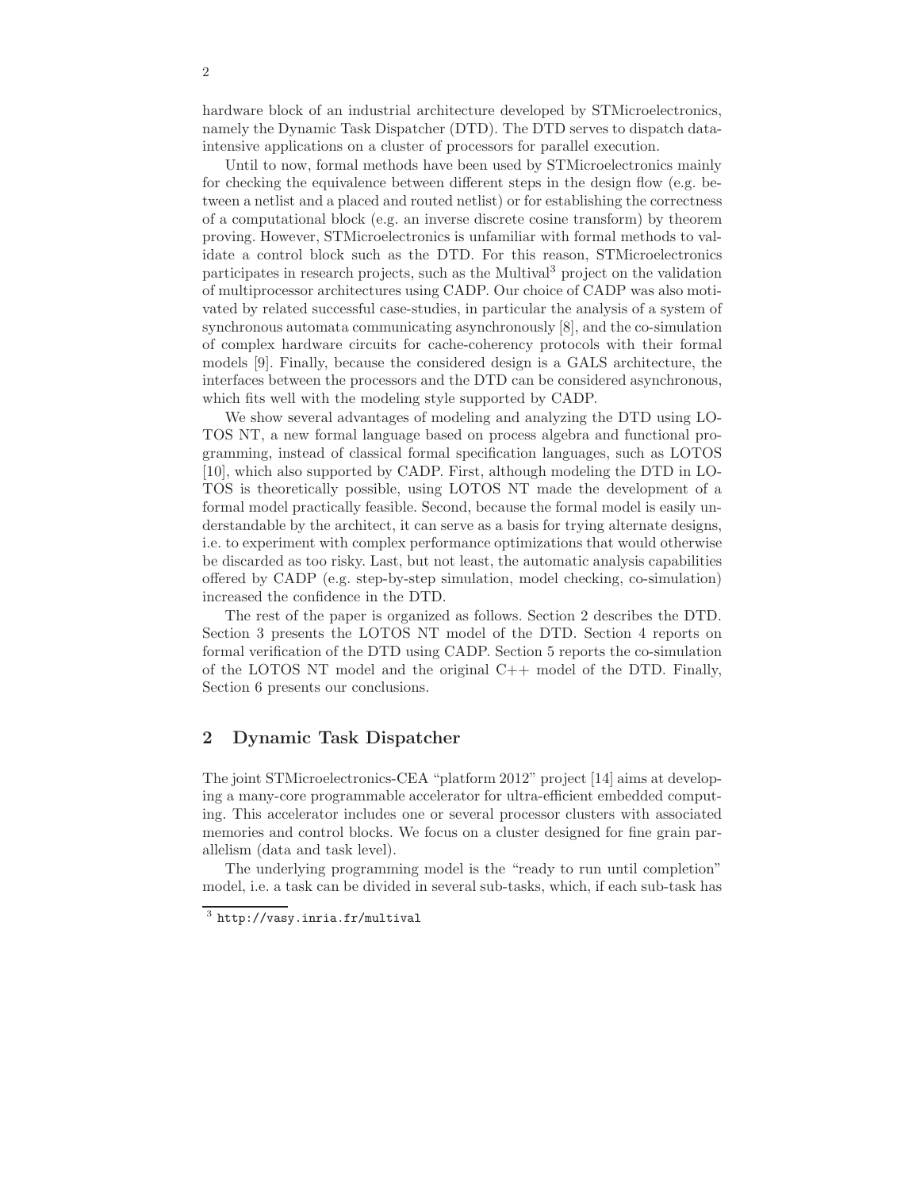hardware block of an industrial architecture developed by STMicroelectronics, namely the Dynamic Task Dispatcher (DTD). The DTD serves to dispatch data-intensive applications on a cluster of processors for parallel execution.

Until to now, formal methods have been used by STMicroelectronics mainly for checking the equivalence between different steps in the design flow (e.g. between a netlist and a placed and routed netlist) or for establishing the correctness of a computational block (e.g. an inverse discrete cosine transform) by theorem proving. However, STMicroelectronics is unfamiliar with formal methods to validate a control block such as the DTD. For this reason, STMicroelectronics participates in research projects, such as the Multival[3] project on the validation of multiprocessor architectures using CADP. Our choice of CADP was also motivated by related successful case-studies, in particular the analysis of a system of synchronous automata communicating asynchronously [8], and the co-simulation of complex hardware circuits for cache-coherency protocols with their formal models [9]. Finally, because the considered design is a GALS architecture, the interfaces between the processors and the DTD can be considered asynchronous, which fits well with the modeling style supported by CADP.

We show several advantages of modeling and analyzing the DTD using LOTOS NT, a new formal language based on process algebra and functional programming, instead of classical formal specification languages, such as LOTOS [10], which also supported by CADP. First, although modeling the DTD in LOTOS is theoretically possible, using LOTOS NT made the development of a formal model practically feasible. Second, because the formal model is easily understandable by the architect, it can serve as a basis for trying alternate designs, i.e. to experiment with complex performance optimizations that would otherwise be discarded as too risky. Last, but not least, the automatic analysis capabilities offered by CADP (e.g. step-by-step simulation, model checking, co-simulation) increased the confidence in the DTD.

The rest of the paper is organized as follows. Section 2 describes the DTD. Section 3 presents the LOTOS NT model of the DTD. Section 4 reports on formal verification of the DTD using CADP. Section 5 reports the co-simulation of the LOTOS NT model and the original C++ model of the DTD. Finally, Section 6 presents our conclusions.

## 2 Dynamic Task Dispatcher

The joint STMicroelectronics-CEA "platform 2012" project [14] aims at developing a many-core programmable accelerator for ultra-efficient embedded computing. This accelerator includes one or several processor clusters with associated memories and control blocks. We focus on a cluster designed for fine grain parallelism (data and task level).

The underlying programming model is the "ready to run until completion" model, i.e. a task can be divided in several sub-tasks, which, if each sub-task has

[3] http://vasy.inria.fr/multival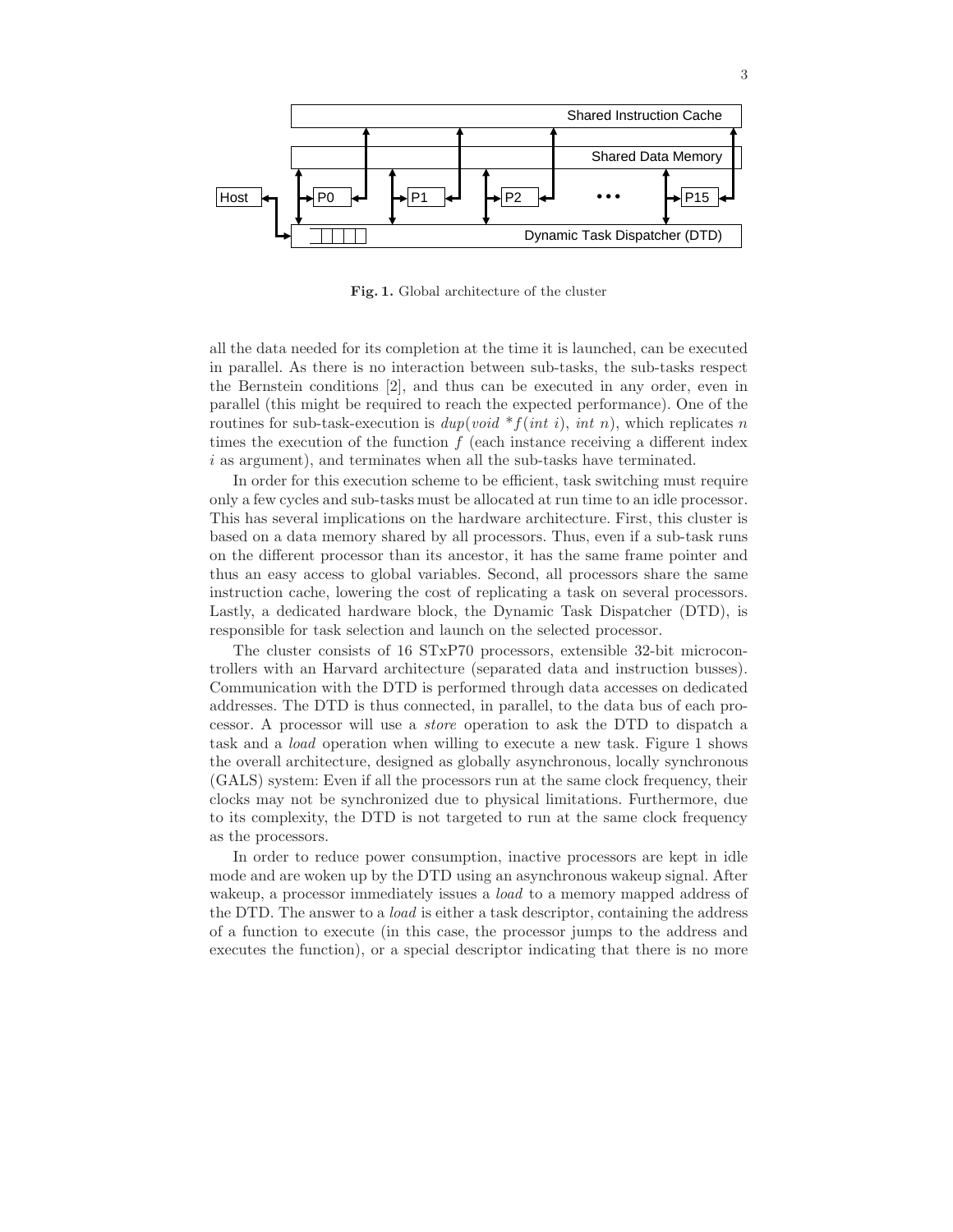Fig. 1. Global architecture of the cluster

all the data needed for its completion at the time it is launched, can be executed in parallel. As there is no interaction between sub-tasks, the sub-tasks respect the Bernstein conditions [2], and thus can be executed in any order, even in parallel (this might be required to reach the expected performance). One of the routines for sub-task-execution is *dup*(*void* $*f$(*int* $i$), *int* $n$), which replicates $n$ times the execution of the function $f$ (each instance receiving a different index $i$ as argument), and terminates when all the sub-tasks have terminated.

In order for this execution scheme to be efficient, task switching must require only a few cycles and sub-tasks must be allocated at run time to an idle processor. This has several implications on the hardware architecture. First, this cluster is based on a data memory shared by all processors. Thus, even if a sub-task runs on the different processor than its ancestor, it has the same frame pointer and thus an easy access to global variables. Second, all processors share the same instruction cache, lowering the cost of replicating a task on several processors. Lastly, a dedicated hardware block, the Dynamic Task Dispatcher (DTD), is responsible for task selection and launch on the selected processor.

The cluster consists of 16 STxP70 processors, extensible 32-bit microcontrollers with an Harvard architecture (separated data and instruction busses). Communication with the DTD is performed through data accesses on dedicated addresses. The DTD is thus connected, in parallel, to the data bus of each processor. A processor will use a *store* operation to ask the DTD to dispatch a task and a *load* operation when willing to execute a new task. Figure 1 shows the overall architecture, designed as globally asynchronous, locally synchronous (GALS) system: Even if all the processors run at the same clock frequency, their clocks may not be synchronized due to physical limitations. Furthermore, due to its complexity, the DTD is not targeted to run at the same clock frequency as the processors.

In order to reduce power consumption, inactive processors are kept in idle mode and are woken up by the DTD using an asynchronous wakeup signal. After wakeup, a processor immediately issues a *load* to a memory mapped address of the DTD. The answer to a *load* is either a task descriptor, containing the address of a function to execute (in this case, the processor jumps to the address and executes the function), or a special descriptor indicating that there is no more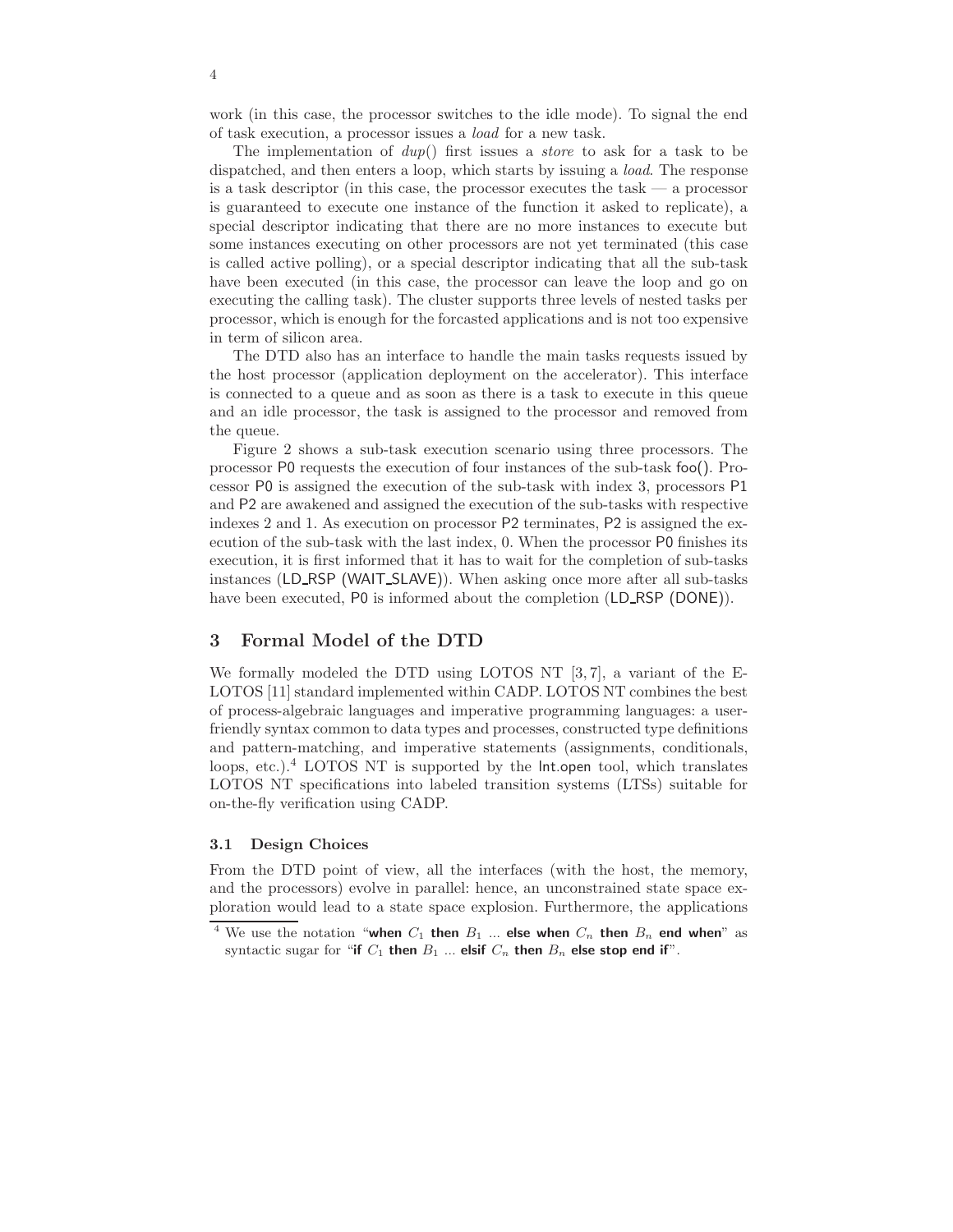work (in this case, the processor switches to the idle mode). To signal the end of task execution, a processor issues a *load* for a new task.

The implementation of *dup*() first issues a *store* to ask for a task to be dispatched, and then enters a loop, which starts by issuing a *load*. The response is a task descriptor (in this case, the processor executes the task — a processor is guaranteed to execute one instance of the function it asked to replicate), a special descriptor indicating that there are no more instances to execute but some instances executing on other processors are not yet terminated (this case is called active polling), or a special descriptor indicating that all the sub-task have been executed (in this case, the processor can leave the loop and go on executing the calling task). The cluster supports three levels of nested tasks per processor, which is enough for the forcasted applications and is not too expensive in term of silicon area.

The DTD also has an interface to handle the main tasks requests issued by the host processor (application deployment on the accelerator). This interface is connected to a queue and as soon as there is a task to execute in this queue and an idle processor, the task is assigned to the processor and removed from the queue.

Figure 2 shows a sub-task execution scenario using three processors. The processor P0 requests the execution of four instances of the sub-task foo(). Processor P0 is assigned the execution of the sub-task with index 3, processors P1 and P2 are awakened and assigned the execution of the sub-tasks with respective indexes 2 and 1. As execution on processor P2 terminates, P2 is assigned the execution of the sub-task with the last index, 0. When the processor P0 finishes its execution, it is first informed that it has to wait for the completion of sub-tasks instances (LD_RSP (WAIT_SLAVE)). When asking once more after all sub-tasks have been executed, P0 is informed about the completion (LD_RSP (DONE)).

## 3 Formal Model of the DTD

We formally modeled the DTD using LOTOS NT [3, 7], a variant of the E-LOTOS [11] standard implemented within CADP. LOTOS NT combines the best of process-algebraic languages and imperative programming languages: a user-friendly syntax common to data types and processes, constructed type definitions and pattern-matching, and imperative statements (assignments, conditionals, loops, etc.).[4] LOTOS NT is supported by the lnt.open tool, which translates LOTOS NT specifications into labeled transition systems (LTSs) suitable for on-the-fly verification using CADP.

### 3.1 Design Choices

From the DTD point of view, all the interfaces (with the host, the memory, and the processors) evolve in parallel: hence, an unconstrained state space exploration would lead to a state space explosion. Furthermore, the applications

[4] We use the notation "**when** $C_1$ **then** $B_1$ ... **else when** $C_n$ **then** $B_n$ **end when**" as syntactic sugar for "**if** $C_1$ **then** $B_1$ ... **elsif** $C_n$ **then** $B_n$ **else stop end if**".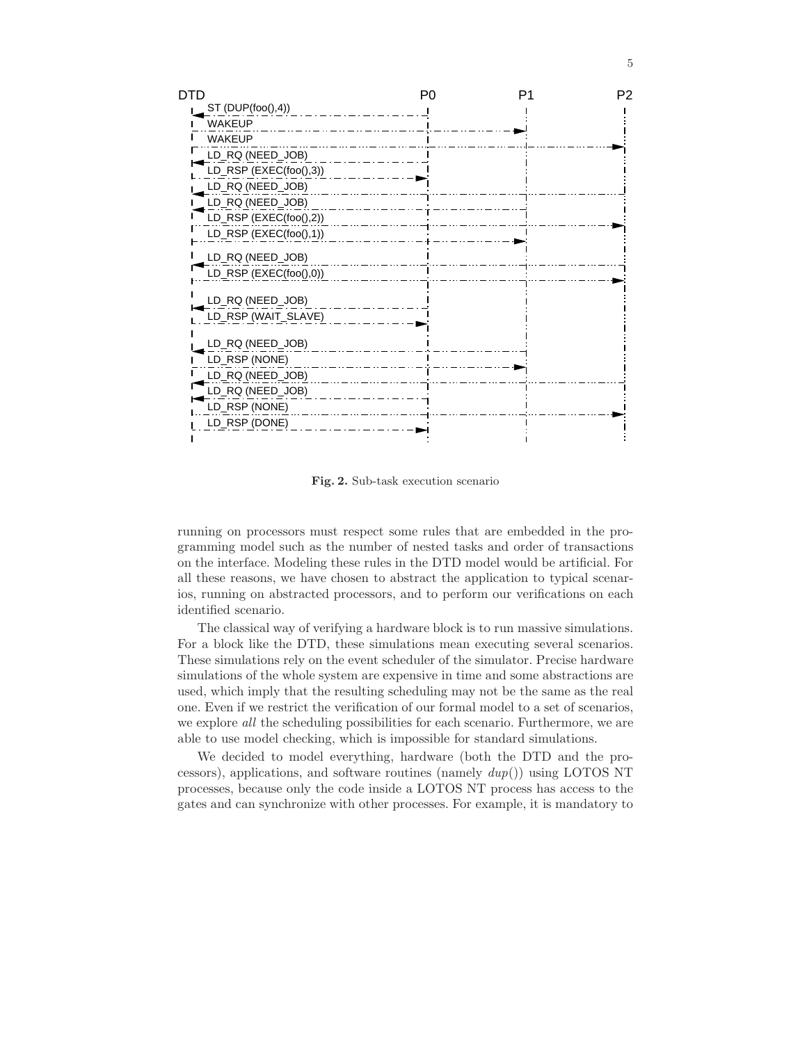**Fig. 2.** Sub-task execution scenario

running on processors must respect some rules that are embedded in the programming model such as the number of nested tasks and order of transactions on the interface. Modeling these rules in the DTD model would be artificial. For all these reasons, we have chosen to abstract the application to typical scenarios, running on abstracted processors, and to perform our verifications on each identified scenario.

The classical way of verifying a hardware block is to run massive simulations. For a block like the DTD, these simulations mean executing several scenarios. These simulations rely on the event scheduler of the simulator. Precise hardware simulations of the whole system are expensive in time and some abstractions are used, which imply that the resulting scheduling may not be the same as the real one. Even if we restrict the verification of our formal model to a set of scenarios, we explore *all* the scheduling possibilities for each scenario. Furthermore, we are able to use model checking, which is impossible for standard simulations.

We decided to model everything, hardware (both the DTD and the processors), applications, and software routines (namely *dup*()) using LOTOS NT processes, because only the code inside a LOTOS NT process has access to the gates and can synchronize with other processes. For example, it is mandatory to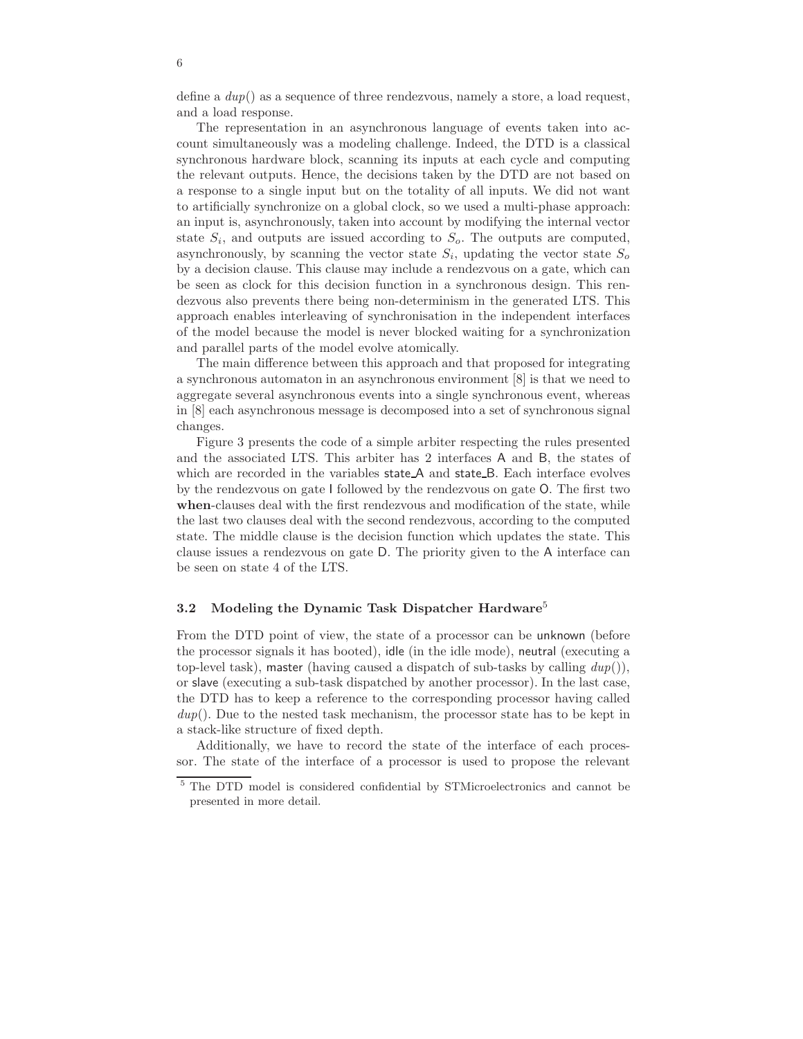define a $dup()$ as a sequence of three rendezvous, namely a store, a load request, and a load response.

The representation in an asynchronous language of events taken into account simultaneously was a modeling challenge. Indeed, the DTD is a classical synchronous hardware block, scanning its inputs at each cycle and computing the relevant outputs. Hence, the decisions taken by the DTD are not based on a response to a single input but on the totality of all inputs. We did not want to artificially synchronize on a global clock, so we used a multi-phase approach: an input is, asynchronously, taken into account by modifying the internal vector state $S_i$, and outputs are issued according to $S_o$. The outputs are computed, asynchronously, by scanning the vector state $S_i$, updating the vector state $S_o$ by a decision clause. This clause may include a rendezvous on a gate, which can be seen as clock for this decision function in a synchronous design. This rendezvous also prevents there being non-determinism in the generated LTS. This approach enables interleaving of synchronisation in the independent interfaces of the model because the model is never blocked waiting for a synchronization and parallel parts of the model evolve atomically.

The main difference between this approach and that proposed for integrating a synchronous automaton in an asynchronous environment [8] is that we need to aggregate several asynchronous events into a single synchronous event, whereas in [8] each asynchronous message is decomposed into a set of synchronous signal changes.

Figure 3 presents the code of a simple arbiter respecting the rules presented and the associated LTS. This arbiter has 2 interfaces A and B, the states of which are recorded in the variables state_A and state_B. Each interface evolves by the rendezvous on gate I followed by the rendezvous on gate O. The first two **when**-clauses deal with the first rendezvous and modification of the state, while the last two clauses deal with the second rendezvous, according to the computed state. The middle clause is the decision function which updates the state. This clause issues a rendezvous on gate D. The priority given to the A interface can be seen on state 4 of the LTS.

### 3.2 Modeling the Dynamic Task Dispatcher Hardware[5]

From the DTD point of view, the state of a processor can be unknown (before the processor signals it has booted), idle (in the idle mode), neutral (executing a top-level task), master (having caused a dispatch of sub-tasks by calling $dup()$), or slave (executing a sub-task dispatched by another processor). In the last case, the DTD has to keep a reference to the corresponding processor having called $dup()$. Due to the nested task mechanism, the processor state has to be kept in a stack-like structure of fixed depth.

Additionally, we have to record the state of the interface of each processor. The state of the interface of a processor is used to propose the relevant

[5] The DTD model is considered confidential by STMicroelectronics and cannot be presented in more detail.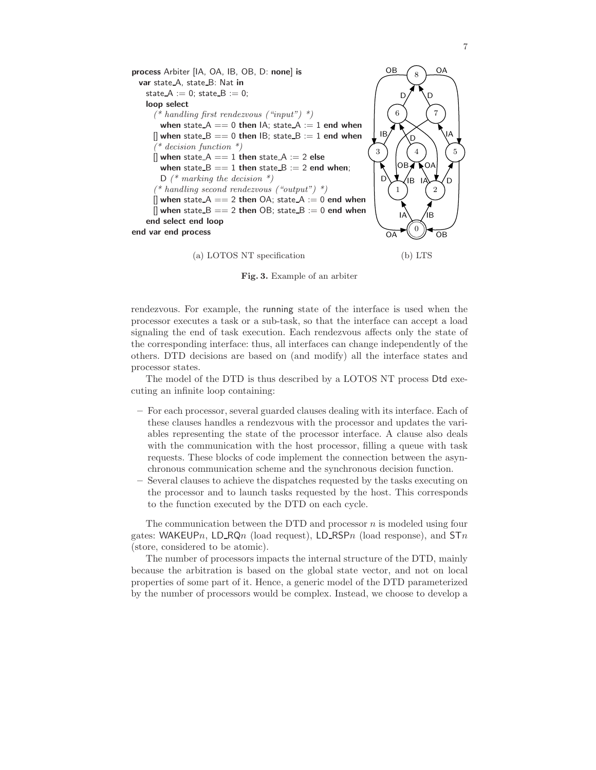```
process Arbiter [IA, OA, IB, OB, D: none] is
  var state_A, state_B: Nat in
    state_A := 0; state_B := 0;
    loop select
      (* handling first rendezvous ("input") *)
        when state_A == 0 then IA; state_A := 1 end when
      [] when state_B == 0 then IB; state_B := 1 end when
      (* decision function *)
      [] when state_A == 1 then state_A := 2 else
        when state_B == 1 then state_B := 2 end when;
        D (* marking the decision *)
      (* handling second rendezvous ("output") *)
      [] when state_A == 2 then OA; state_A := 0 end when
      [] when state_B == 2 then OB; state_B := 0 end when
    end select end loop
end var end process
```

(a) LOTOS NT specification

OB 8 OA
D D
6 7
IB D IA
3 4 5
OB OA
D IB IA D
1 2
IA IB
OA 0 OB

(b) LTS

**Fig. 3.** Example of an arbiter

rendezvous. For example, the running state of the interface is used when the processor executes a task or a sub-task, so that the interface can accept a load signaling the end of task execution. Each rendezvous affects only the state of the corresponding interface: thus, all interfaces can change independently of the others. DTD decisions are based on (and modify) all the interface states and processor states.

The model of the DTD is thus described by a LOTOS NT process Dtd executing an infinite loop containing:

- For each processor, several guarded clauses dealing with its interface. Each of these clauses handles a rendezvous with the processor and updates the variables representing the state of the processor interface. A clause also deals with the communication with the host processor, filling a queue with task requests. These blocks of code implement the connection between the asynchronous communication scheme and the synchronous decision function.
- Several clauses to achieve the dispatches requested by the tasks executing on the processor and to launch tasks requested by the host. This corresponds to the function executed by the DTD on each cycle.

The communication between the DTD and processor $n$ is modeled using four gates: WAKEUP$n$, LD_RQ$n$ (load request), LD_RSP$n$ (load response), and ST$n$ (store, considered to be atomic).

The number of processors impacts the internal structure of the DTD, mainly because the arbitration is based on the global state vector, and not on local properties of some part of it. Hence, a generic model of the DTD parameterized by the number of processors would be complex. Instead, we choose to develop a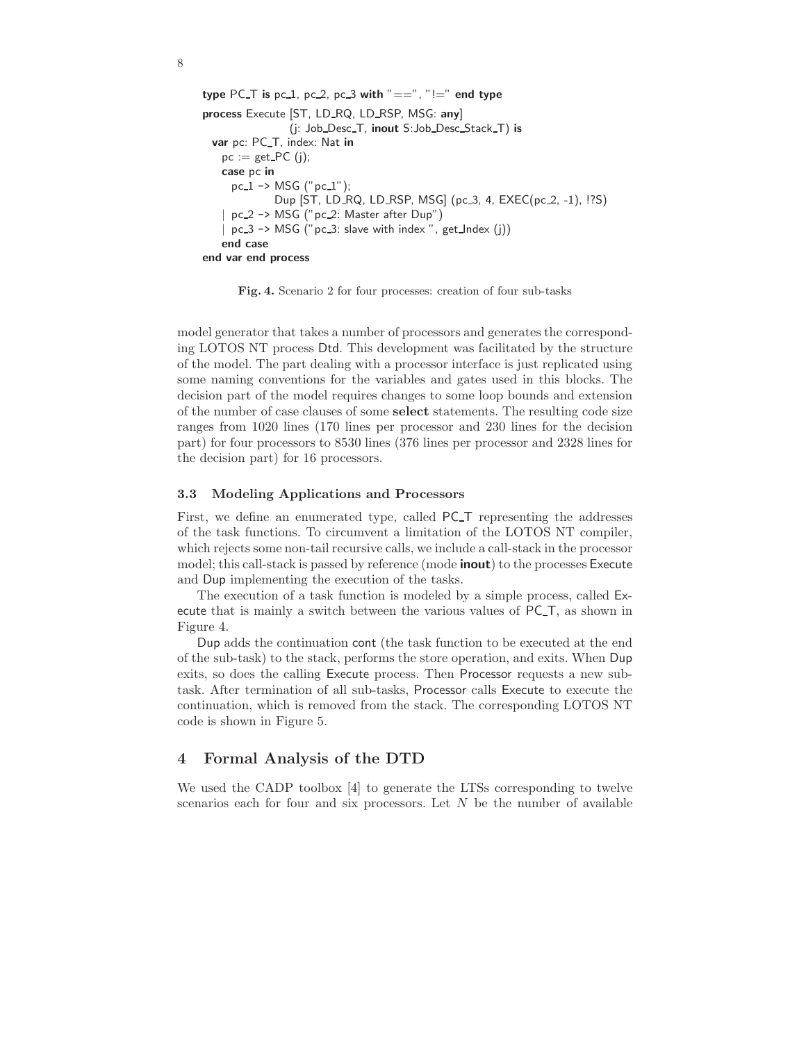```
type PC_T is pc_1, pc_2, pc_3 with "==", "!=" end type
process Execute [ST, LD_RQ, LD_RSP, MSG: any]
                (j: Job_Desc_T, inout S:Job_Desc_Stack_T) is
  var pc: PC_T, index: Nat in
    pc := get_PC (j);
    case pc in
      pc_1 -> MSG ("pc_1");
              Dup [ST, LD_RQ, LD_RSP, MSG] (pc_3, 4, EXEC(pc_2, -1), !?S)
    | pc_2 -> MSG ("pc_2: Master after Dup")
    | pc_3 -> MSG ("pc_3: slave with index ", get_Index (j))
    end case
end var end process
```

**Fig. 4.** Scenario 2 for four processes: creation of four sub-tasks

model generator that takes a number of processors and generates the corresponding LOTOS NT process Dtd. This development was facilitated by the structure of the model. The part dealing with a processor interface is just replicated using some naming conventions for the variables and gates used in this blocks. The decision part of the model requires changes to some loop bounds and extension of the number of case clauses of some **select** statements. The resulting code size ranges from 1020 lines (170 lines per processor and 230 lines for the decision part) for four processors to 8530 lines (376 lines per processor and 2328 lines for the decision part) for 16 processors.

### 3.3 Modeling Applications and Processors

First, we define an enumerated type, called PC_T representing the addresses of the task functions. To circumvent a limitation of the LOTOS NT compiler, which rejects some non-tail recursive calls, we include a call-stack in the processor model; this call-stack is passed by reference (mode **inout**) to the processes Execute and Dup implementing the execution of the tasks.

The execution of a task function is modeled by a simple process, called Execute that is mainly a switch between the various values of PC_T, as shown in Figure 4.

Dup adds the continuation cont (the task function to be executed at the end of the sub-task) to the stack, performs the store operation, and exits. When Dup exits, so does the calling Execute process. Then Processor requests a new sub-task. After termination of all sub-tasks, Processor calls Execute to execute the continuation, which is removed from the stack. The corresponding LOTOS NT code is shown in Figure 5.

## 4 Formal Analysis of the DTD

We used the CADP toolbox [4] to generate the LTSs corresponding to twelve scenarios each for four and six processors. Let $N$ be the number of available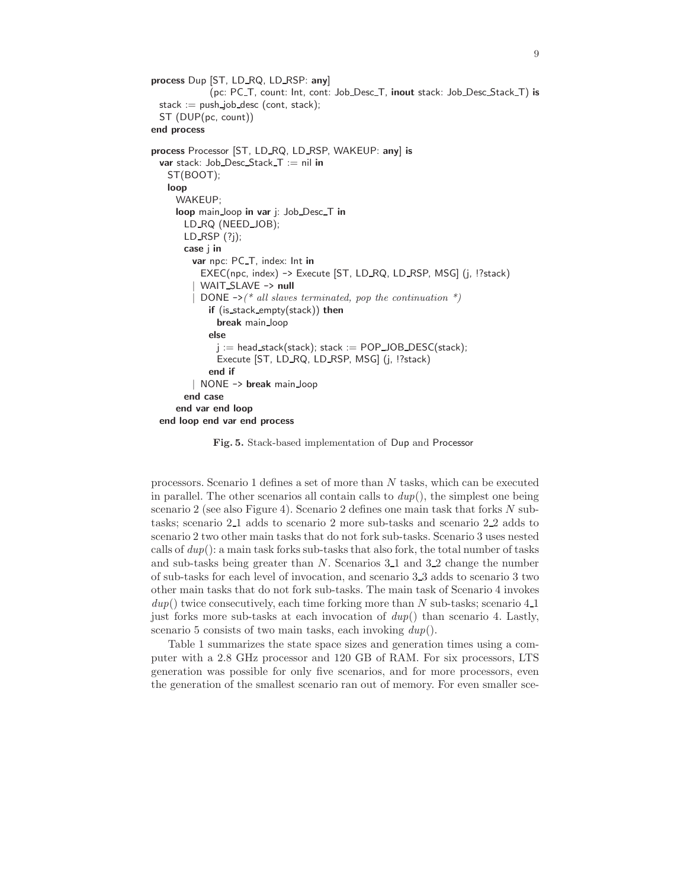```
process Dup [ST, LD_RQ, LD_RSP: any]
            (pc: PC_T, count: Int, cont: Job_Desc_T, inout stack: Job_Desc_Stack_T) is
  stack := push_job_desc (cont, stack);
  ST (DUP(pc, count))
end process

process Processor [ST, LD_RQ, LD_RSP, WAKEUP: any] is
  var stack: Job_Desc_Stack_T := nil in
    ST(BOOT);
    loop
      WAKEUP;
      loop main_loop in var j: Job_Desc_T in
        LD_RQ (NEED_JOB);
        LD_RSP (?j);
        case j in
          var npc: PC_T, index: Int in
            EXEC(npc, index) -> Execute [ST, LD_RQ, LD_RSP, MSG] (j, !?stack)
          | WAIT_SLAVE -> null
          | DONE ->(* all slaves terminated, pop the continuation *)
              if (is_stack_empty(stack)) then
                break main_loop
              else
                j := head_stack(stack); stack := POP_JOB_DESC(stack);
                Execute [ST, LD_RQ, LD_RSP, MSG] (j, !?stack)
              end if
          | NONE -> break main_loop
        end case
      end var end loop
  end loop end var end process
```

**Fig. 5.** Stack-based implementation of Dup and Processor

processors. Scenario 1 defines a set of more than $N$ tasks, which can be executed in parallel. The other scenarios all contain calls to $dup()$, the simplest one being scenario 2 (see also Figure 4). Scenario 2 defines one main task that forks $N$ sub-tasks; scenario 2_1 adds to scenario 2 more sub-tasks and scenario 2_2 adds to scenario 2 two other main tasks that do not fork sub-tasks. Scenario 3 uses nested calls of $dup()$: a main task forks sub-tasks that also fork, the total number of tasks and sub-tasks being greater than $N$. Scenarios 3_1 and 3_2 change the number of sub-tasks for each level of invocation, and scenario 3_3 adds to scenario 3 two other main tasks that do not fork sub-tasks. The main task of Scenario 4 invokes $dup()$ twice consecutively, each time forking more than $N$ sub-tasks; scenario 4_1 just forks more sub-tasks at each invocation of $dup()$ than scenario 4. Lastly, scenario 5 consists of two main tasks, each invoking $dup()$.

Table 1 summarizes the state space sizes and generation times using a computer with a 2.8 GHz processor and 120 GB of RAM. For six processors, LTS generation was possible for only five scenarios, and for more processors, even the generation of the smallest scenario ran out of memory. For even smaller sce-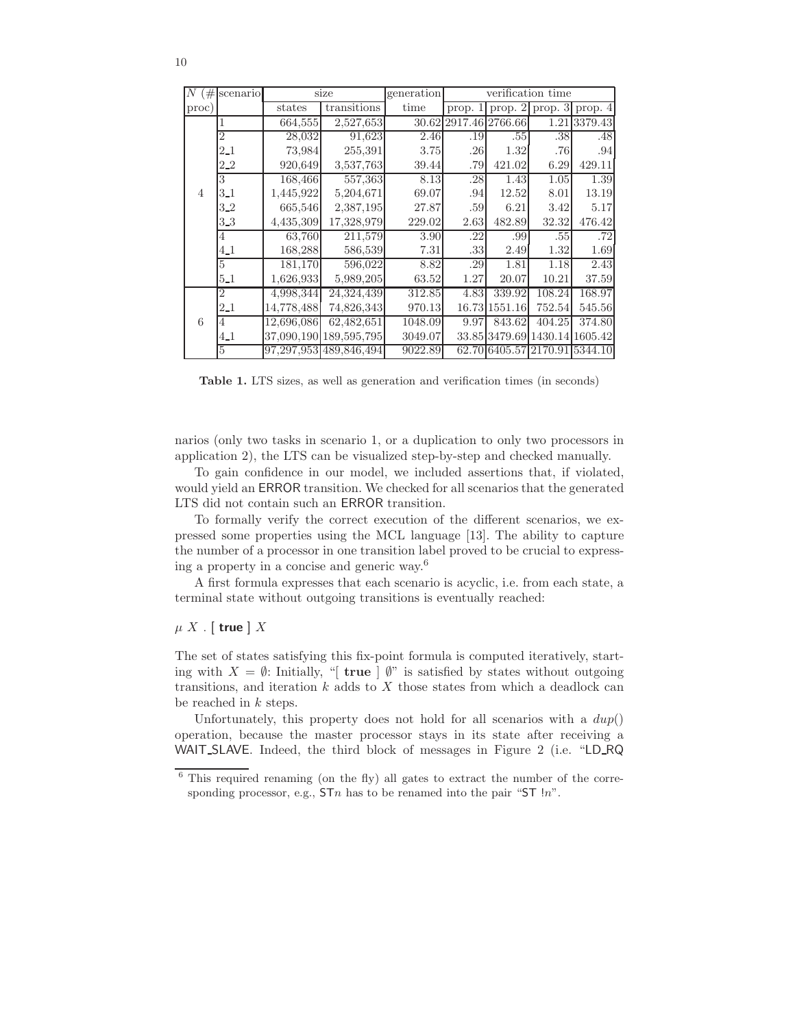| N (# proc) | scenario | size | | generation | verification time | | | |
|---|---|---|---|---|---|---|---|---|
| | | states | transitions | time | prop. 1 | prop. 2 | prop. 3 | prop. 4 |
| 4 | 1 | 664,555 | 2,527,653 | 30.62 | 2917.46 | 2766.66 | 1.21 | 3379.43 |
| | 2 | 28,032 | 91,623 | 2.46 | .19 | .55 | .38 | .48 |
| | 2_1 | 73,984 | 255,391 | 3.75 | .26 | 1.32 | .76 | .94 |
| | 2_2 | 920,649 | 3,537,763 | 39.44 | .79 | 421.02 | 6.29 | 429.11 |
| | 3 | 168,466 | 557,363 | 8.13 | .28 | 1.43 | 1.05 | 1.39 |
| | 3_1 | 1,445,922 | 5,204,671 | 69.07 | .94 | 12.52 | 8.01 | 13.19 |
| | 3_2 | 665,546 | 2,387,195 | 27.87 | .59 | 6.21 | 3.42 | 5.17 |
| | 3_3 | 4,435,309 | 17,328,979 | 229.02 | 2.63 | 482.89 | 32.32 | 476.42 |
| | 4 | 63,760 | 211,579 | 3.90 | .22 | .99 | .55 | .72 |
| | 4_1 | 168,288 | 586,539 | 7.31 | .33 | 2.49 | 1.32 | 1.69 |
| | 5 | 181,170 | 596,022 | 8.82 | .29 | 1.81 | 1.18 | 2.43 |
| | 5_1 | 1,626,933 | 5,989,205 | 63.52 | 1.27 | 20.07 | 10.21 | 37.59 |
| 6 | 2 | 4,998,344 | 24,324,439 | 312.85 | 4.83 | 339.92 | 108.24 | 168.97 |
| | 2_1 | 14,778,488 | 74,826,343 | 970.13 | 16.73 | 1551.16 | 752.54 | 545.56 |
| | 4 | 12,696,086 | 62,482,651 | 1048.09 | 9.97 | 843.62 | 404.25 | 374.80 |
| | 4_1 | 37,090,190 | 189,595,795 | 3049.07 | 33.85 | 3479.69 | 1430.14 | 1605.42 |
| | 5 | 97,297,953 | 489,846,494 | 9022.89 | 62.70 | 6405.57 | 2170.91 | 5344.10 |

**Table 1.** LTS sizes, as well as generation and verification times (in seconds)

narios (only two tasks in scenario 1, or a duplication to only two processors in application 2), the LTS can be visualized step-by-step and checked manually.

To gain confidence in our model, we included assertions that, if violated, would yield an ERROR transition. We checked for all scenarios that the generated LTS did not contain such an ERROR transition.

To formally verify the correct execution of the different scenarios, we expressed some properties using the MCL language [13]. The ability to capture the number of a processor in one transition label proved to be crucial to expressing a property in a concise and generic way.[6]

A first formula expresses that each scenario is acyclic, i.e. from each state, a terminal state without outgoing transitions is eventually reached:

$\mu\ X\ .\ [\ \textbf{true}\ ]\ X$

The set of states satisfying this fix-point formula is computed iteratively, starting with $X = \emptyset$: Initially, "[ **true** ] $\emptyset$" is satisfied by states without outgoing transitions, and iteration $k$ adds to $X$ those states from which a deadlock can be reached in $k$ steps.

Unfortunately, this property does not hold for all scenarios with a $dup()$ operation, because the master processor stays in its state after receiving a WAIT_SLAVE. Indeed, the third block of messages in Figure 2 (i.e. "LD_RQ

[6] This required renaming (on the fly) all gates to extract the number of the corresponding processor, e.g., ST$n$ has to be renamed into the pair "ST !$n$".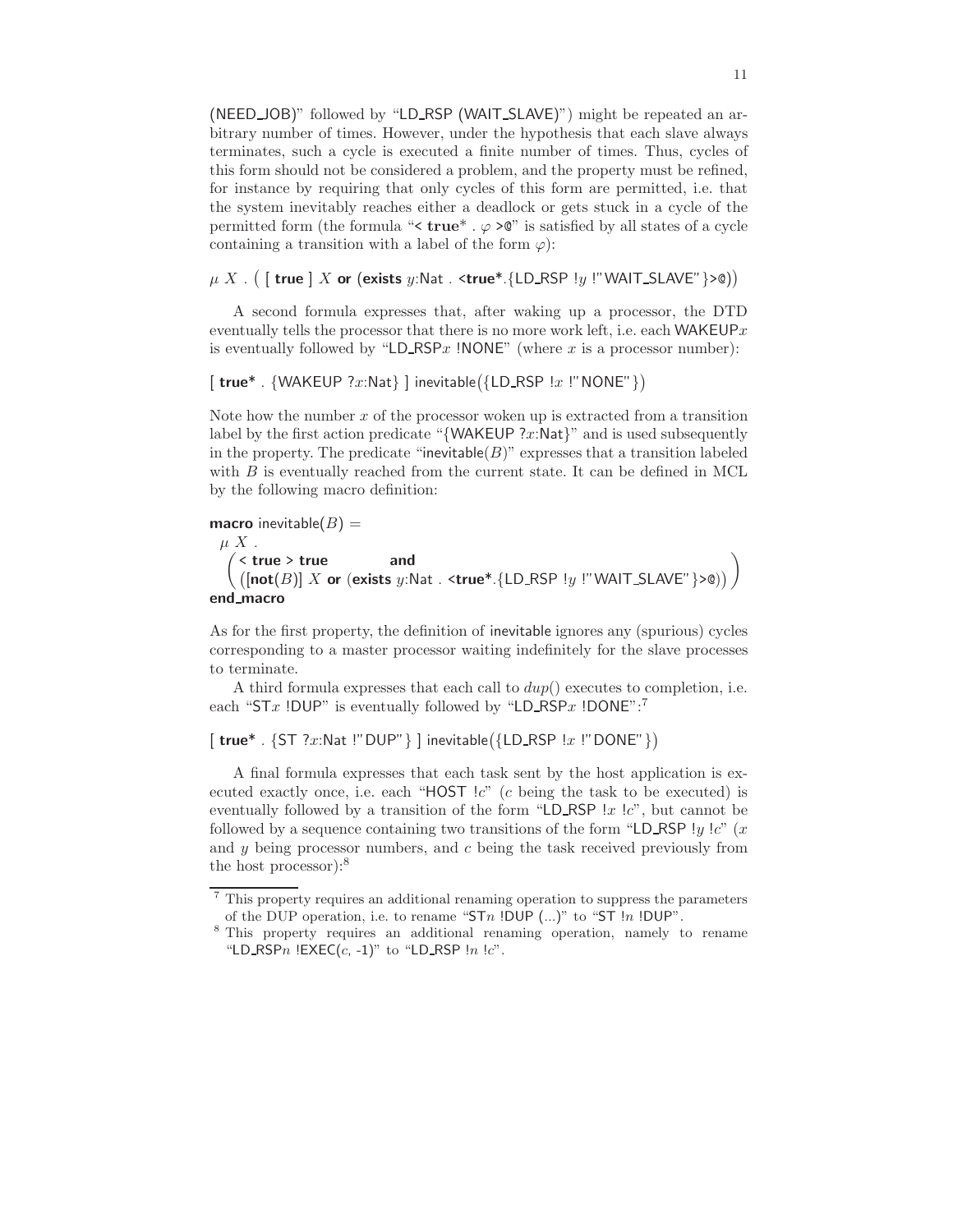(NEED_JOB)" followed by "LD_RSP (WAIT_SLAVE)") might be repeated an arbitrary number of times. However, under the hypothesis that each slave always terminates, such a cycle is executed a finite number of times. Thus, cycles of this form should not be considered a problem, and the property must be refined, for instance by requiring that only cycles of this form are permitted, i.e. that the system inevitably reaches either a deadlock or gets stuck in a cycle of the permitted form (the formula "< **true*** . $\varphi$ >@" is satisfied by all states of a cycle containing a transition with a label of the form $\varphi$):

$\mu$ $X$ . ( [ **true** ] $X$ **or** (**exists** $y$:Nat . <**true***.{LD_RSP !$y$ !"WAIT_SLAVE"}>@))

A second formula expresses that, after waking up a processor, the DTD eventually tells the processor that there is no more work left, i.e. each WAKEUP$x$ is eventually followed by "LD_RSP$x$ !NONE" (where $x$ is a processor number):

[ **true*** . {WAKEUP ?$x$:Nat} ] inevitable({LD_RSP !$x$ !"NONE"})

Note how the number $x$ of the processor woken up is extracted from a transition label by the first action predicate "{WAKEUP ?$x$:Nat}" and is used subsequently in the property. The predicate "inevitable($B$)" expresses that a transition labeled with $B$ is eventually reached from the current state. It can be defined in MCL by the following macro definition:

```
macro inevitable(B) =
  μ X .
  ( < true > true        and
    ([not(B)] X or (exists y:Nat . <true*.{LD_RSP !y !"WAIT_SLAVE"}>@)) )
end_macro
```

As for the first property, the definition of inevitable ignores any (spurious) cycles corresponding to a master processor waiting indefinitely for the slave processes to terminate.

A third formula expresses that each call to $dup()$ executes to completion, i.e. each "ST$x$ !DUP" is eventually followed by "LD_RSP$x$ !DONE":[7]

[ **true*** . {ST ?$x$:Nat !"DUP"} ] inevitable({LD_RSP !$x$ !"DONE"})

A final formula expresses that each task sent by the host application is executed exactly once, i.e. each "HOST !$c$" ($c$ being the task to be executed) is eventually followed by a transition of the form "LD_RSP !$x$ !$c$", but cannot be followed by a sequence containing two transitions of the form "LD_RSP !$y$ !$c$" ($x$ and $y$ being processor numbers, and $c$ being the task received previously from the host processor):[8]

---

[7] This property requires an additional renaming operation to suppress the parameters of the DUP operation, i.e. to rename "ST$n$ !DUP (...)" to "ST !$n$ !DUP".

[8] This property requires an additional renaming operation, namely to rename "LD_RSP$n$ !EXEC($c$, -1)" to "LD_RSP !$n$ !$c$".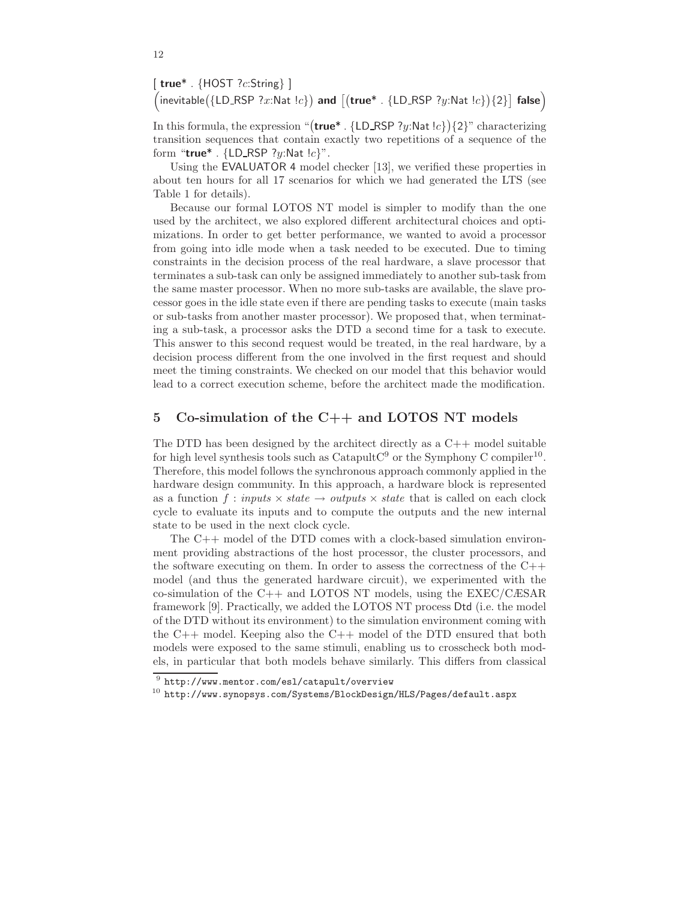[ **true*** . {HOST ?$c$:String} ]
$\Big($inevitable$\big($\{LD_RSP ?$x$:Nat !$c$\}$\big)$ **and** $\big[\big($**true*** . \{LD_RSP ?$y$:Nat !$c$\}$\big)$\{2\}$\big]$ **false**$\Big)$

In this formula, the expression "(**true*** . {LD_RSP ?$y$:Nat !$c$}){2}" characterizing transition sequences that contain exactly two repetitions of a sequence of the form "**true*** . {LD_RSP ?$y$:Nat !$c$}".

Using the EVALUATOR 4 model checker [13], we verified these properties in about ten hours for all 17 scenarios for which we had generated the LTS (see Table 1 for details).

Because our formal LOTOS NT model is simpler to modify than the one used by the architect, we also explored different architectural choices and optimizations. In order to get better performance, we wanted to avoid a processor from going into idle mode when a task needed to be executed. Due to timing constraints in the decision process of the real hardware, a slave processor that terminates a sub-task can only be assigned immediately to another sub-task from the same master processor. When no more sub-tasks are available, the slave processor goes in the idle state even if there are pending tasks to execute (main tasks or sub-tasks from another master processor). We proposed that, when terminating a sub-task, a processor asks the DTD a second time for a task to execute. This answer to this second request would be treated, in the real hardware, by a decision process different from the one involved in the first request and should meet the timing constraints. We checked on our model that this behavior would lead to a correct execution scheme, before the architect made the modification.

## 5 Co-simulation of the C++ and LOTOS NT models

The DTD has been designed by the architect directly as a C++ model suitable for high level synthesis tools such as CatapultC[9] or the Symphony C compiler[10]. Therefore, this model follows the synchronous approach commonly applied in the hardware design community. In this approach, a hardware block is represented as a function $f : inputs \times state \rightarrow outputs \times state$ that is called on each clock cycle to evaluate its inputs and to compute the outputs and the new internal state to be used in the next clock cycle.

The C++ model of the DTD comes with a clock-based simulation environment providing abstractions of the host processor, the cluster processors, and the software executing on them. In order to assess the correctness of the C++ model (and thus the generated hardware circuit), we experimented with the co-simulation of the C++ and LOTOS NT models, using the EXEC/CÆSAR framework [9]. Practically, we added the LOTOS NT process Dtd (i.e. the model of the DTD without its environment) to the simulation environment coming with the C++ model. Keeping also the C++ model of the DTD ensured that both models were exposed to the same stimuli, enabling us to crosscheck both models, in particular that both models behave similarly. This differs from classical

[9] http://www.mentor.com/esl/catapult/overview

[10] http://www.synopsys.com/Systems/BlockDesign/HLS/Pages/default.aspx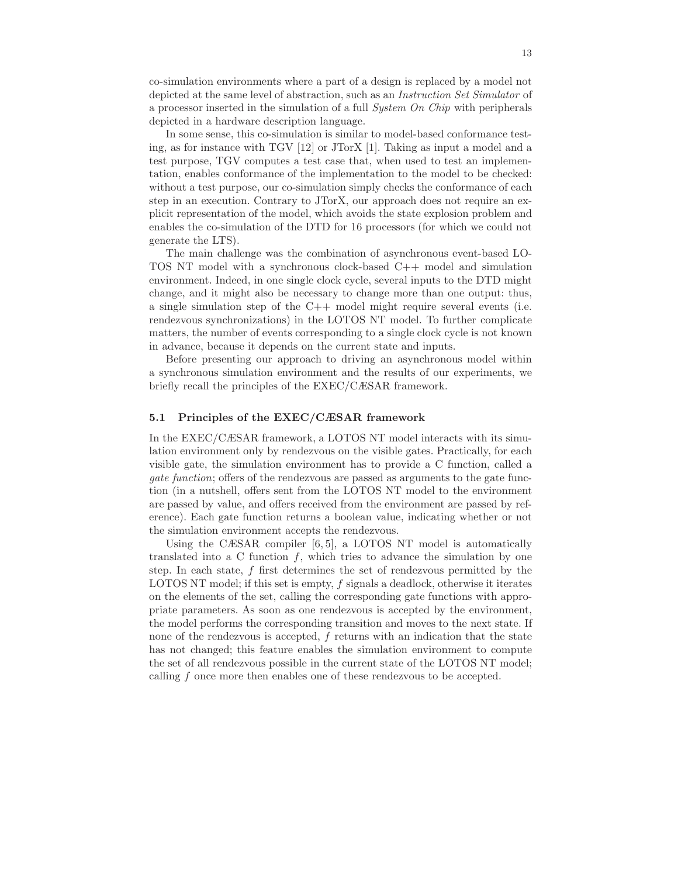co-simulation environments where a part of a design is replaced by a model not depicted at the same level of abstraction, such as an *Instruction Set Simulator* of a processor inserted in the simulation of a full *System On Chip* with peripherals depicted in a hardware description language.

In some sense, this co-simulation is similar to model-based conformance testing, as for instance with TGV [12] or JTorX [1]. Taking as input a model and a test purpose, TGV computes a test case that, when used to test an implementation, enables conformance of the implementation to the model to be checked: without a test purpose, our co-simulation simply checks the conformance of each step in an execution. Contrary to JTorX, our approach does not require an explicit representation of the model, which avoids the state explosion problem and enables the co-simulation of the DTD for 16 processors (for which we could not generate the LTS).

The main challenge was the combination of asynchronous event-based LOTOS NT model with a synchronous clock-based C++ model and simulation environment. Indeed, in one single clock cycle, several inputs to the DTD might change, and it might also be necessary to change more than one output: thus, a single simulation step of the C++ model might require several events (i.e. rendezvous synchronizations) in the LOTOS NT model. To further complicate matters, the number of events corresponding to a single clock cycle is not known in advance, because it depends on the current state and inputs.

Before presenting our approach to driving an asynchronous model within a synchronous simulation environment and the results of our experiments, we briefly recall the principles of the EXEC/CÆSAR framework.

### 5.1 Principles of the EXEC/CÆSAR framework

In the EXEC/CÆSAR framework, a LOTOS NT model interacts with its simulation environment only by rendezvous on the visible gates. Practically, for each visible gate, the simulation environment has to provide a C function, called a *gate function*; offers of the rendezvous are passed as arguments to the gate function (in a nutshell, offers sent from the LOTOS NT model to the environment are passed by value, and offers received from the environment are passed by reference). Each gate function returns a boolean value, indicating whether or not the simulation environment accepts the rendezvous.

Using the CÆSAR compiler [6, 5], a LOTOS NT model is automatically translated into a C function $f$, which tries to advance the simulation by one step. In each state, $f$ first determines the set of rendezvous permitted by the LOTOS NT model; if this set is empty, $f$ signals a deadlock, otherwise it iterates on the elements of the set, calling the corresponding gate functions with appropriate parameters. As soon as one rendezvous is accepted by the environment, the model performs the corresponding transition and moves to the next state. If none of the rendezvous is accepted, $f$ returns with an indication that the state has not changed; this feature enables the simulation environment to compute the set of all rendezvous possible in the current state of the LOTOS NT model; calling $f$ once more then enables one of these rendezvous to be accepted.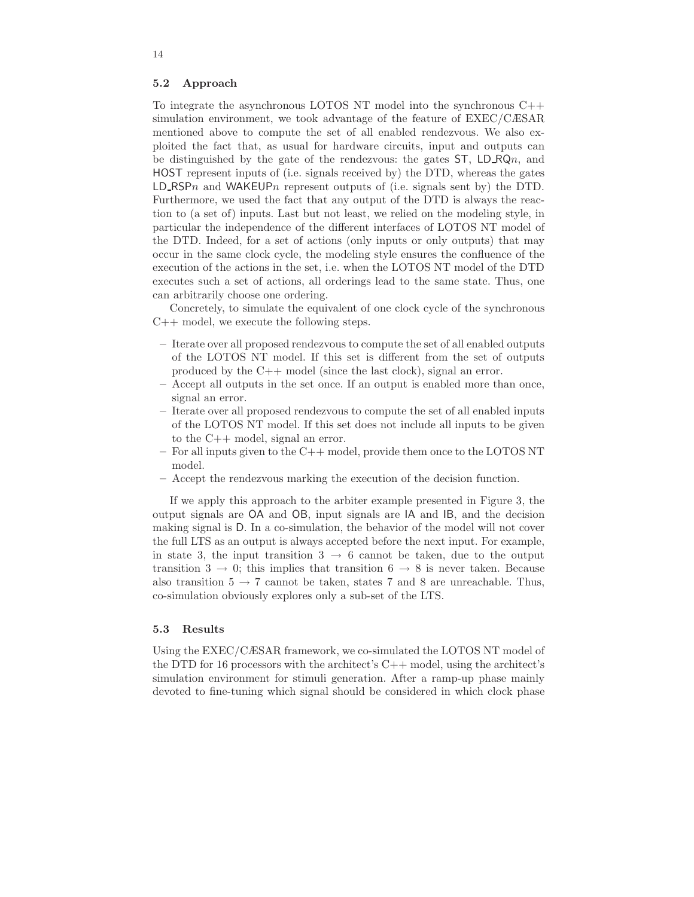### 5.2 Approach

To integrate the asynchronous LOTOS NT model into the synchronous C++ simulation environment, we took advantage of the feature of EXEC/CÆSAR mentioned above to compute the set of all enabled rendezvous. We also exploited the fact that, as usual for hardware circuits, input and outputs can be distinguished by the gate of the rendezvous: the gates ST, LD_RQ$n$, and HOST represent inputs of (i.e. signals received by) the DTD, whereas the gates LD_RSP$n$ and WAKEUP$n$ represent outputs of (i.e. signals sent by) the DTD. Furthermore, we used the fact that any output of the DTD is always the reaction to (a set of) inputs. Last but not least, we relied on the modeling style, in particular the independence of the different interfaces of LOTOS NT model of the DTD. Indeed, for a set of actions (only inputs or only outputs) that may occur in the same clock cycle, the modeling style ensures the confluence of the execution of the actions in the set, i.e. when the LOTOS NT model of the DTD executes such a set of actions, all orderings lead to the same state. Thus, one can arbitrarily choose one ordering.

Concretely, to simulate the equivalent of one clock cycle of the synchronous C++ model, we execute the following steps.

- Iterate over all proposed rendezvous to compute the set of all enabled outputs of the LOTOS NT model. If this set is different from the set of outputs produced by the C++ model (since the last clock), signal an error.
- Accept all outputs in the set once. If an output is enabled more than once, signal an error.
- Iterate over all proposed rendezvous to compute the set of all enabled inputs of the LOTOS NT model. If this set does not include all inputs to be given to the C++ model, signal an error.
- For all inputs given to the C++ model, provide them once to the LOTOS NT model.
- Accept the rendezvous marking the execution of the decision function.

If we apply this approach to the arbiter example presented in Figure 3, the output signals are OA and OB, input signals are IA and IB, and the decision making signal is D. In a co-simulation, the behavior of the model will not cover the full LTS as an output is always accepted before the next input. For example, in state 3, the input transition $3 \rightarrow 6$ cannot be taken, due to the output transition $3 \rightarrow 0$; this implies that transition $6 \rightarrow 8$ is never taken. Because also transition $5 \rightarrow 7$ cannot be taken, states 7 and 8 are unreachable. Thus, co-simulation obviously explores only a sub-set of the LTS.

### 5.3 Results

Using the EXEC/CÆSAR framework, we co-simulated the LOTOS NT model of the DTD for 16 processors with the architect's C++ model, using the architect's simulation environment for stimuli generation. After a ramp-up phase mainly devoted to fine-tuning which signal should be considered in which clock phase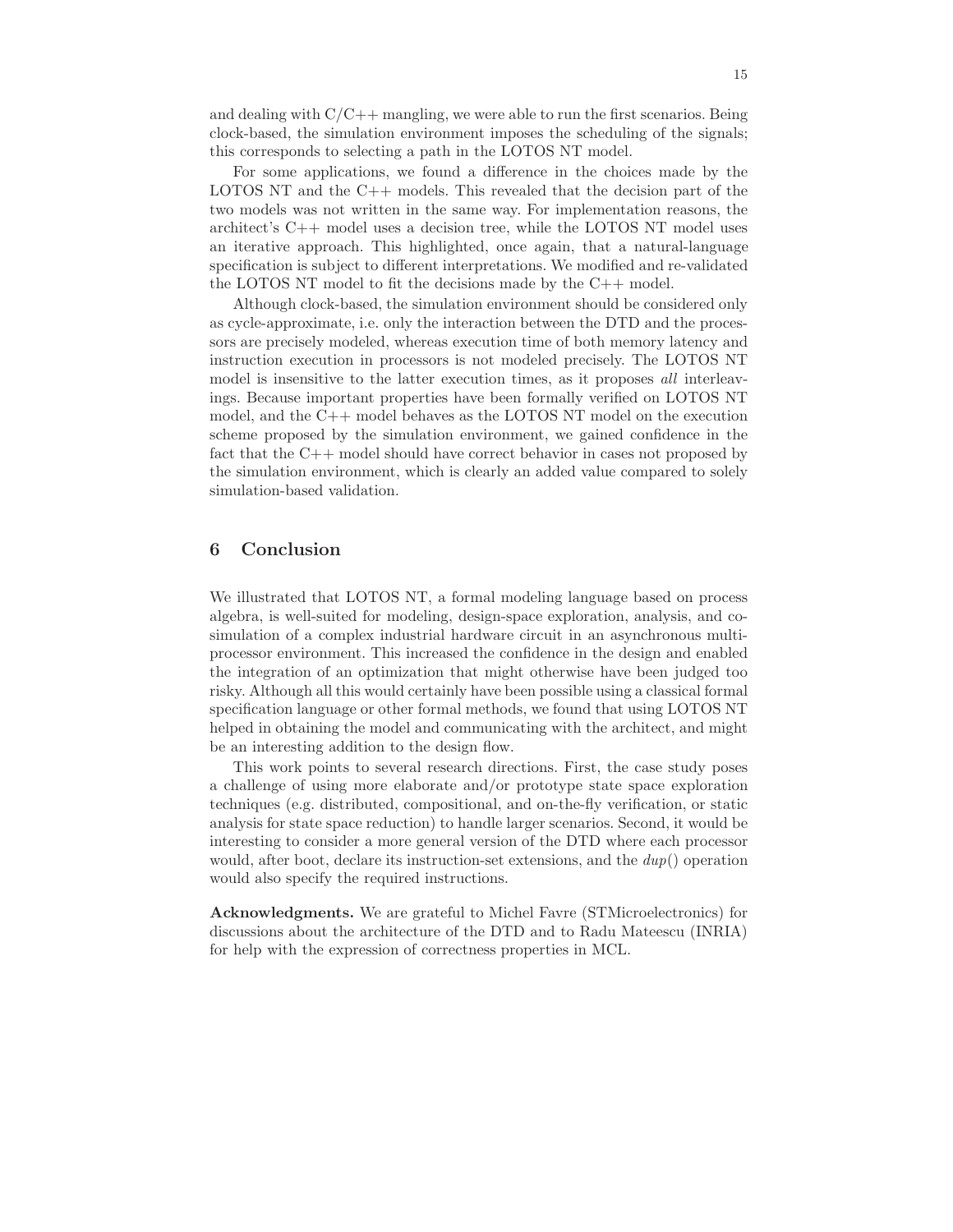and dealing with C/C++ mangling, we were able to run the first scenarios. Being clock-based, the simulation environment imposes the scheduling of the signals; this corresponds to selecting a path in the LOTOS NT model.

For some applications, we found a difference in the choices made by the LOTOS NT and the C++ models. This revealed that the decision part of the two models was not written in the same way. For implementation reasons, the architect's C++ model uses a decision tree, while the LOTOS NT model uses an iterative approach. This highlighted, once again, that a natural-language specification is subject to different interpretations. We modified and re-validated the LOTOS NT model to fit the decisions made by the C++ model.

Although clock-based, the simulation environment should be considered only as cycle-approximate, i.e. only the interaction between the DTD and the processors are precisely modeled, whereas execution time of both memory latency and instruction execution in processors is not modeled precisely. The LOTOS NT model is insensitive to the latter execution times, as it proposes *all* interleavings. Because important properties have been formally verified on LOTOS NT model, and the C++ model behaves as the LOTOS NT model on the execution scheme proposed by the simulation environment, we gained confidence in the fact that the C++ model should have correct behavior in cases not proposed by the simulation environment, which is clearly an added value compared to solely simulation-based validation.

## 6 Conclusion

We illustrated that LOTOS NT, a formal modeling language based on process algebra, is well-suited for modeling, design-space exploration, analysis, and co-simulation of a complex industrial hardware circuit in an asynchronous multi-processor environment. This increased the confidence in the design and enabled the integration of an optimization that might otherwise have been judged too risky. Although all this would certainly have been possible using a classical formal specification language or other formal methods, we found that using LOTOS NT helped in obtaining the model and communicating with the architect, and might be an interesting addition to the design flow.

This work points to several research directions. First, the case study poses a challenge of using more elaborate and/or prototype state space exploration techniques (e.g. distributed, compositional, and on-the-fly verification, or static analysis for state space reduction) to handle larger scenarios. Second, it would be interesting to consider a more general version of the DTD where each processor would, after boot, declare its instruction-set extensions, and the *dup*() operation would also specify the required instructions.

**Acknowledgments.** We are grateful to Michel Favre (STMicroelectronics) for discussions about the architecture of the DTD and to Radu Mateescu (INRIA) for help with the expression of correctness properties in MCL.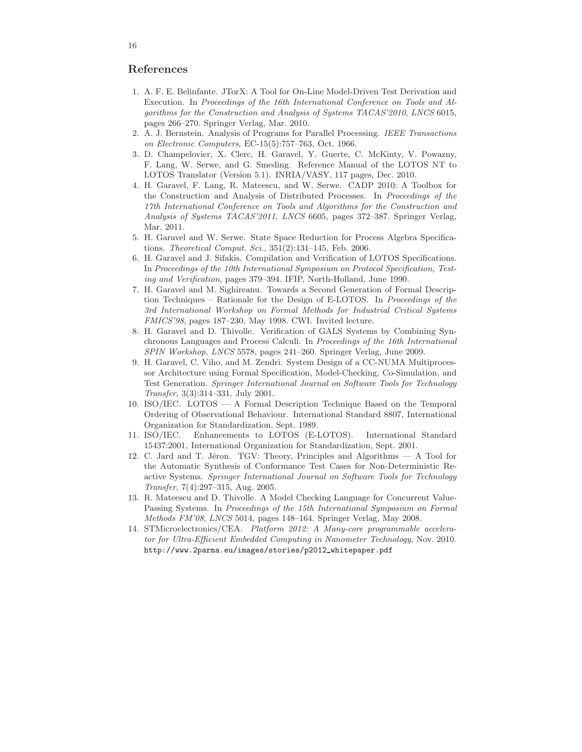## References

1. A. F. E. Belinfante. JTorX: A Tool for On-Line Model-Driven Test Derivation and Execution. In *Proceedings of the 16th International Conference on Tools and Algorithms for the Construction and Analysis of Systems TACAS'2010*, *LNCS* 6015, pages 266–270. Springer Verlag, Mar. 2010.
2. A. J. Bernstein. Analysis of Programs for Parallel Processing. *IEEE Transactions on Electronic Computers*, EC-15(5):757–763, Oct. 1966.
3. D. Champelovier, X. Clerc, H. Garavel, Y. Guerte, C. McKinty, V. Powazny, F. Lang, W. Serwe, and G. Smeding. Reference Manual of the LOTOS NT to LOTOS Translator (Version 5.1). INRIA/VASY, 117 pages, Dec. 2010.
4. H. Garavel, F. Lang, R. Mateescu, and W. Serwe. CADP 2010: A Toolbox for the Construction and Analysis of Distributed Processes. In *Proceedings of the 17th International Conference on Tools and Algorithms for the Construction and Analysis of Systems TACAS'2011*, *LNCS* 6605, pages 372–387. Springer Verlag, Mar. 2011.
5. H. Garavel and W. Serwe. State Space Reduction for Process Algebra Specifications. *Theoretical Comput. Sci.*, 351(2):131–145, Feb. 2006.
6. H. Garavel and J. Sifakis. Compilation and Verification of LOTOS Specifications. In *Proceedings of the 10th International Symposium on Protocol Specification, Testing and Verification*, pages 379–394. IFIP, North-Holland, June 1990.
7. H. Garavel and M. Sighireanu. Towards a Second Generation of Formal Description Techniques – Rationale for the Design of E-LOTOS. In *Proceedings of the 3rd International Workshop on Formal Methods for Industrial Critical Systems FMICS'98*, pages 187–230, May 1998. CWI. Invited lecture.
8. H. Garavel and D. Thivolle. Verification of GALS Systems by Combining Synchronous Languages and Process Calculi. In *Proceedings of the 16th International SPIN Workshop*, *LNCS* 5578, pages 241–260. Springer Verlag, June 2009.
9. H. Garavel, C. Viho, and M. Zendri. System Design of a CC-NUMA Multiprocessor Architecture using Formal Specification, Model-Checking, Co-Simulation, and Test Generation. *Springer International Journal on Software Tools for Technology Transfer*, 3(3):314–331, July 2001.
10. ISO/IEC. LOTOS — A Formal Description Technique Based on the Temporal Ordering of Observational Behaviour. International Standard 8807, International Organization for Standardization, Sept. 1989.
11. ISO/IEC. Enhancements to LOTOS (E-LOTOS). International Standard 15437:2001, International Organization for Standardization, Sept. 2001.
12. C. Jard and T. Jéron. TGV: Theory, Principles and Algorithms — A Tool for the Automatic Synthesis of Conformance Test Cases for Non-Deterministic Reactive Systems. *Springer International Journal on Software Tools for Technology Transfer*, 7(4):297–315, Aug. 2005.
13. R. Mateescu and D. Thivolle. A Model Checking Language for Concurrent Value-Passing Systems. In *Proceedings of the 15th International Symposium on Formal Methods FM'08*, *LNCS* 5014, pages 148–164. Springer Verlag, May 2008.
14. STMicroelectronics/CEA. *Platform 2012: A Many-core programmable accelerator for Ultra-Efficient Embedded Computing in Nanometer Technology*, Nov. 2010. http://www.2parma.eu/images/stories/p2012_whitepaper.pdf